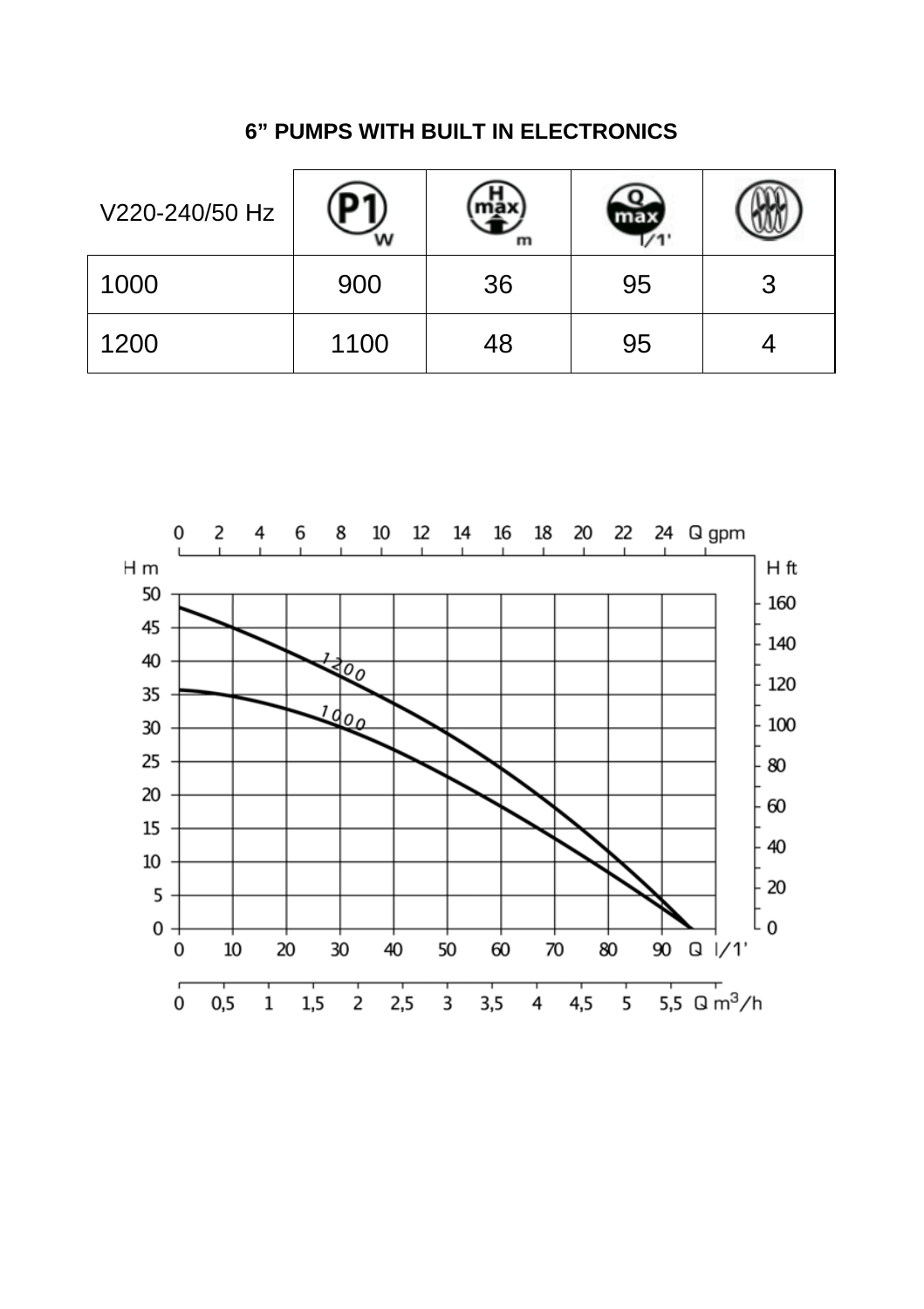**6” PUMPS WITH BUILT IN ELECTRONICS**

| V220-240/50 Hz | P1 (W) | H max (m) | Q max (l/1') | |
|---|---|---|---|---|
| 1000 | 900 | 36 | 95 | 3 |
| 1200 | 1100 | 48 | 95 | 4 |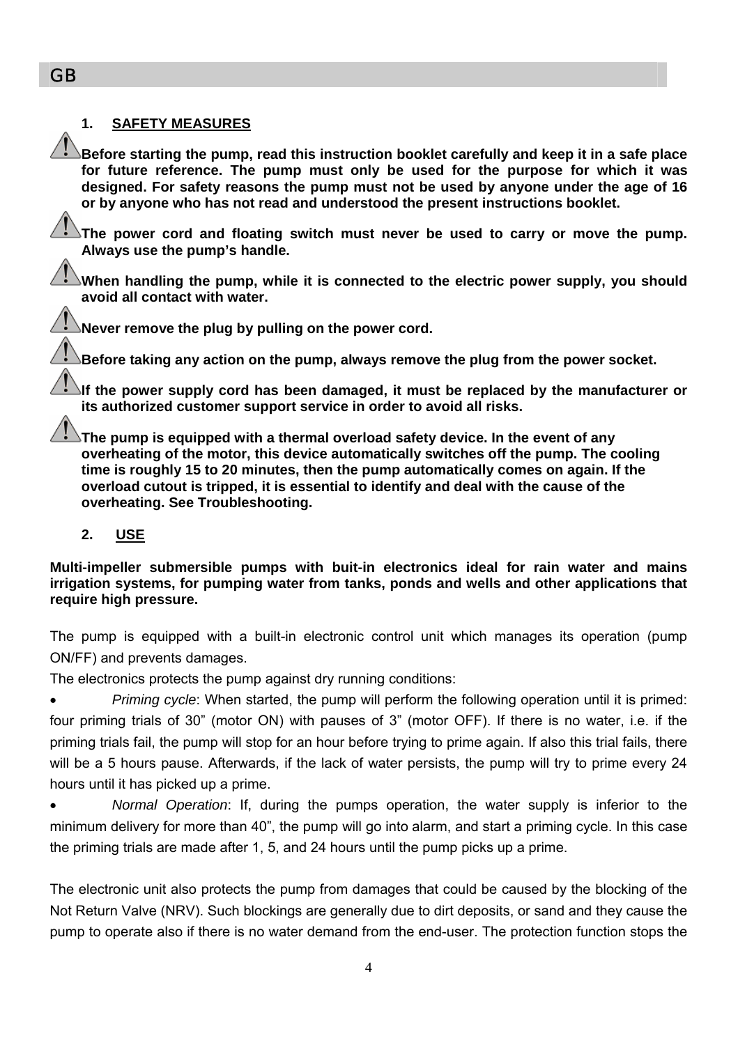GB

## 1. SAFETY MEASURES

⚠ **Before starting the pump, read this instruction booklet carefully and keep it in a safe place for future reference. The pump must only be used for the purpose for which it was designed. For safety reasons the pump must not be used by anyone under the age of 16 or by anyone who has not read and understood the present instructions booklet.**

⚠ **The power cord and floating switch must never be used to carry or move the pump. Always use the pump's handle.**

⚠ **When handling the pump, while it is connected to the electric power supply, you should avoid all contact with water.**

⚠ **Never remove the plug by pulling on the power cord.**

⚠ **Before taking any action on the pump, always remove the plug from the power socket.**

⚠ **If the power supply cord has been damaged, it must be replaced by the manufacturer or its authorized customer support service in order to avoid all risks.**

⚠ **The pump is equipped with a thermal overload safety device. In the event of any overheating of the motor, this device automatically switches off the pump. The cooling time is roughly 15 to 20 minutes, then the pump automatically comes on again. If the overload cutout is tripped, it is essential to identify and deal with the cause of the overheating. See Troubleshooting.**

## 2. USE

**Multi-impeller submersible pumps with buit-in electronics ideal for rain water and mains irrigation systems, for pumping water from tanks, ponds and wells and other applications that require high pressure.**

The pump is equipped with a built-in electronic control unit which manages its operation (pump ON/FF) and prevents damages.

The electronics protects the pump against dry running conditions:

- *Priming cycle*: When started, the pump will perform the following operation until it is primed: four priming trials of 30" (motor ON) with pauses of 3" (motor OFF). If there is no water, i.e. if the priming trials fail, the pump will stop for an hour before trying to prime again. If also this trial fails, there will be a 5 hours pause. Afterwards, if the lack of water persists, the pump will try to prime every 24 hours until it has picked up a prime.
- *Normal Operation*: If, during the pumps operation, the water supply is inferior to the minimum delivery for more than 40", the pump will go into alarm, and start a priming cycle. In this case the priming trials are made after 1, 5, and 24 hours until the pump picks up a prime.

The electronic unit also protects the pump from damages that could be caused by the blocking of the Not Return Valve (NRV). Such blockings are generally due to dirt deposits, or sand and they cause the pump to operate also if there is no water demand from the end-user. The protection function stops the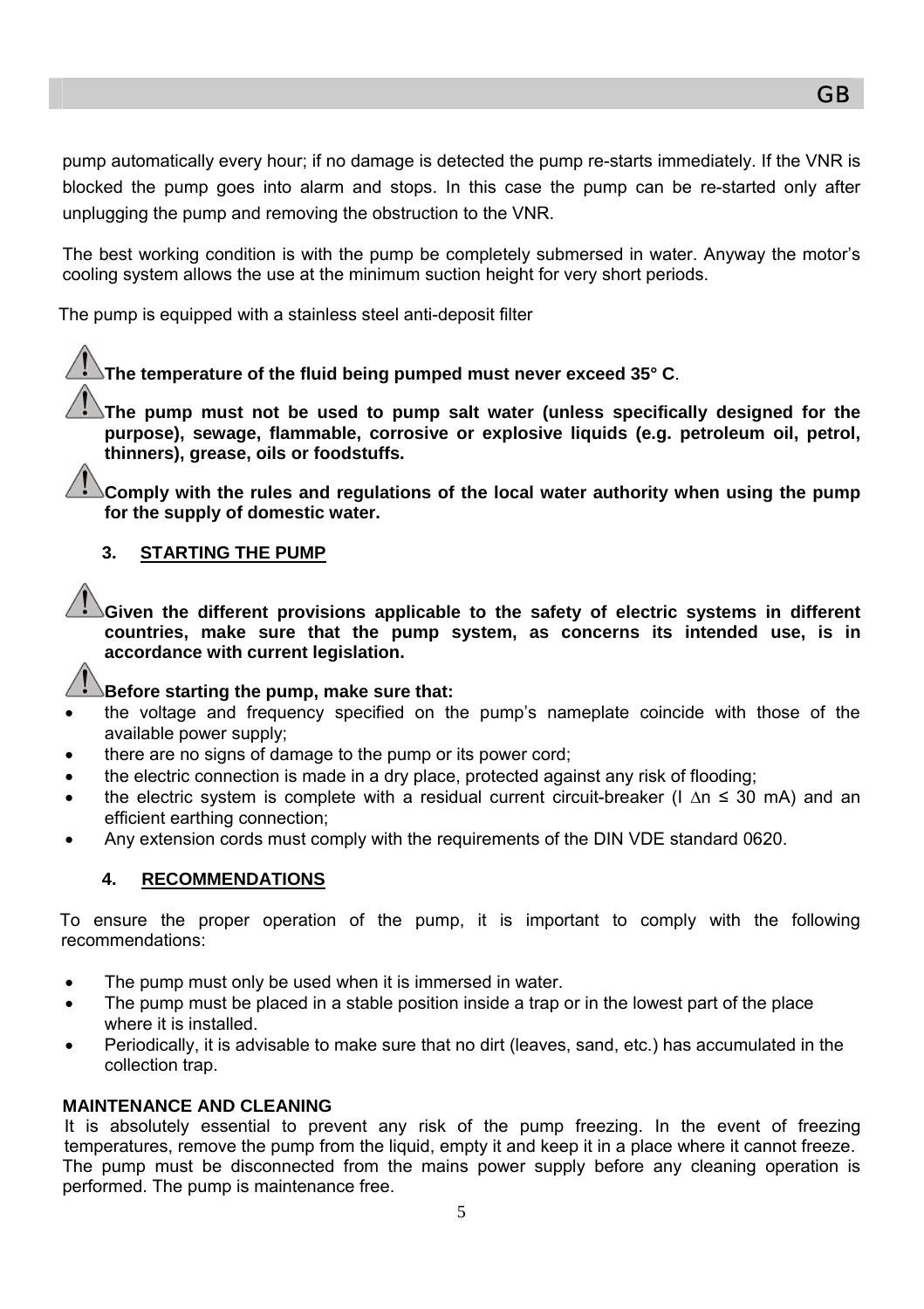pump automatically every hour; if no damage is detected the pump re-starts immediately. If the VNR is blocked the pump goes into alarm and stops. In this case the pump can be re-started only after unplugging the pump and removing the obstruction to the VNR.

The best working condition is with the pump be completely submersed in water. Anyway the motor's cooling system allows the use at the minimum suction height for very short periods.

The pump is equipped with a stainless steel anti-deposit filter

⚠ **The temperature of the fluid being pumped must never exceed 35° C**.

⚠ **The pump must not be used to pump salt water (unless specifically designed for the purpose), sewage, flammable, corrosive or explosive liquids (e.g. petroleum oil, petrol, thinners), grease, oils or foodstuffs.**

⚠ **Comply with the rules and regulations of the local water authority when using the pump for the supply of domestic water.**

## 3. STARTING THE PUMP

⚠ **Given the different provisions applicable to the safety of electric systems in different countries, make sure that the pump system, as concerns its intended use, is in accordance with current legislation.**

⚠ **Before starting the pump, make sure that:**

- the voltage and frequency specified on the pump's nameplate coincide with those of the available power supply;
- there are no signs of damage to the pump or its power cord;
- the electric connection is made in a dry place, protected against any risk of flooding;
- the electric system is complete with a residual current circuit-breaker (I $\Delta n \leq 30$ mA) and an efficient earthing connection;
- Any extension cords must comply with the requirements of the DIN VDE standard 0620.

## 4. RECOMMENDATIONS

To ensure the proper operation of the pump, it is important to comply with the following recommendations:

- The pump must only be used when it is immersed in water.
- The pump must be placed in a stable position inside a trap or in the lowest part of the place where it is installed.
- Periodically, it is advisable to make sure that no dirt (leaves, sand, etc.) has accumulated in the collection trap.

## MAINTENANCE AND CLEANING

It is absolutely essential to prevent any risk of the pump freezing. In the event of freezing temperatures, remove the pump from the liquid, empty it and keep it in a place where it cannot freeze. The pump must be disconnected from the mains power supply before any cleaning operation is performed. The pump is maintenance free.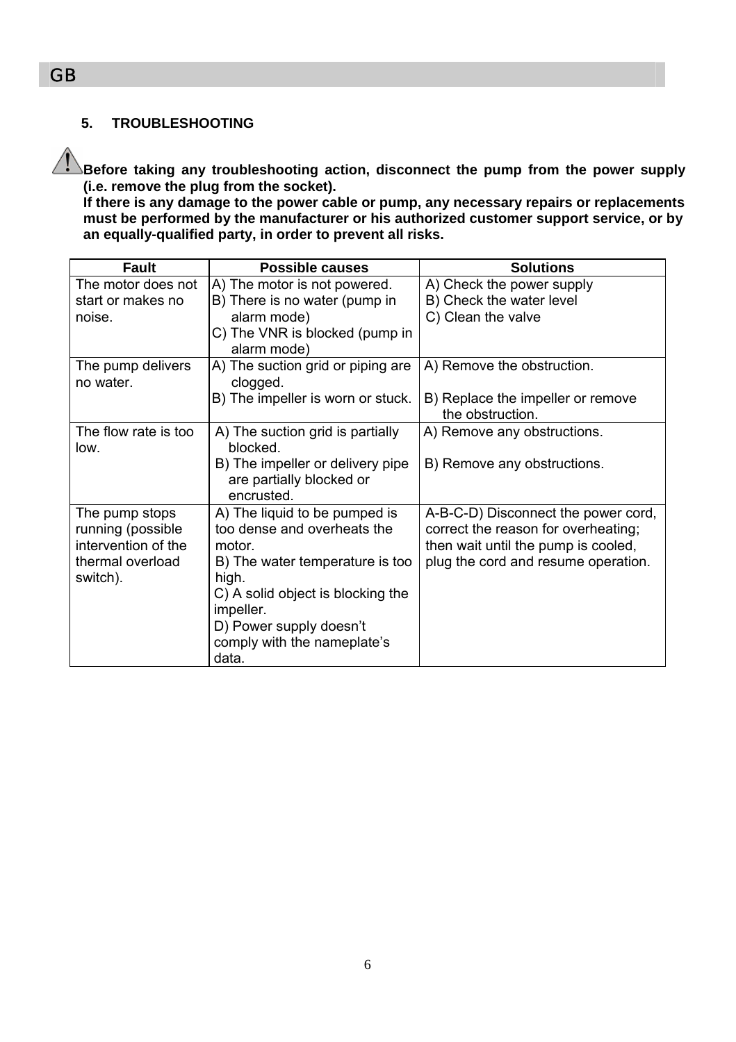## 5. TROUBLESHOOTING

⚠ **Before taking any troubleshooting action, disconnect the pump from the power supply (i.e. remove the plug from the socket).**
**If there is any damage to the power cable or pump, any necessary repairs or replacements must be performed by the manufacturer or his authorized customer support service, or by an equally-qualified party, in order to prevent all risks.**

| Fault | Possible causes | Solutions |
|---|---|---|
| The motor does not start or makes no noise. | A) The motor is not powered.<br>B) There is no water (pump in alarm mode)<br>C) The VNR is blocked (pump in alarm mode) | A) Check the power supply<br>B) Check the water level<br>C) Clean the valve |
| The pump delivers no water. | A) The suction grid or piping are clogged.<br>B) The impeller is worn or stuck. | A) Remove the obstruction.<br>B) Replace the impeller or remove the obstruction. |
| The flow rate is too low. | A) The suction grid is partially blocked.<br>B) The impeller or delivery pipe are partially blocked or encrusted. | A) Remove any obstructions.<br>B) Remove any obstructions. |
| The pump stops running (possible intervention of the thermal overload switch). | A) The liquid to be pumped is too dense and overheats the motor.<br>B) The water temperature is too high.<br>C) A solid object is blocking the impeller.<br>D) Power supply doesn't comply with the nameplate's data. | A-B-C-D) Disconnect the power cord, correct the reason for overheating; then wait until the pump is cooled, plug the cord and resume operation. |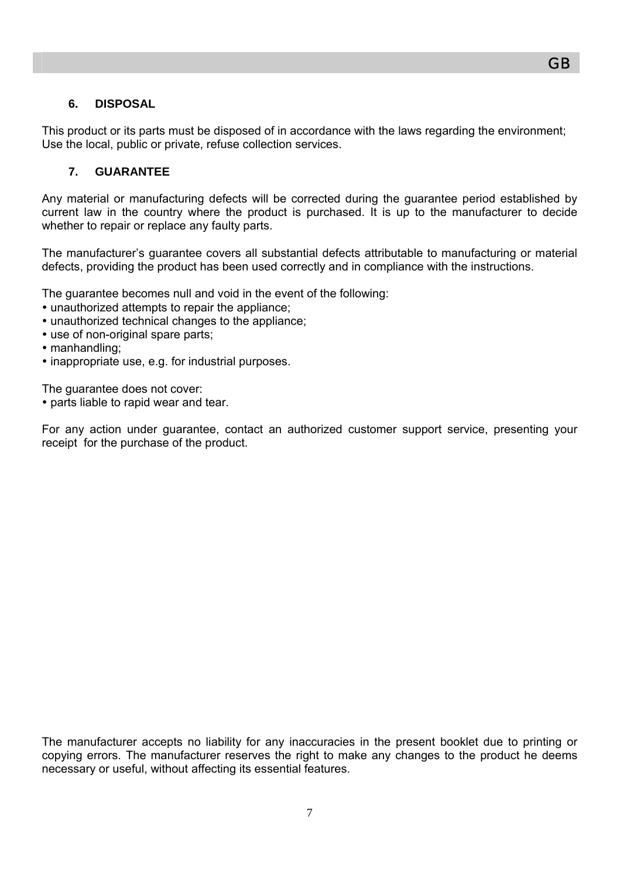## 6. DISPOSAL

This product or its parts must be disposed of in accordance with the laws regarding the environment; Use the local, public or private, refuse collection services.

## 7. GUARANTEE

Any material or manufacturing defects will be corrected during the guarantee period established by current law in the country where the product is purchased. It is up to the manufacturer to decide whether to repair or replace any faulty parts.

The manufacturer's guarantee covers all substantial defects attributable to manufacturing or material defects, providing the product has been used correctly and in compliance with the instructions.

The guarantee becomes null and void in the event of the following:

- unauthorized attempts to repair the appliance;
- unauthorized technical changes to the appliance;
- use of non-original spare parts;
- manhandling;
- inappropriate use, e.g. for industrial purposes.

The guarantee does not cover:

- parts liable to rapid wear and tear.

For any action under guarantee, contact an authorized customer support service, presenting your receipt for the purchase of the product.

The manufacturer accepts no liability for any inaccuracies in the present booklet due to printing or copying errors. The manufacturer reserves the right to make any changes to the product he deems necessary or useful, without affecting its essential features.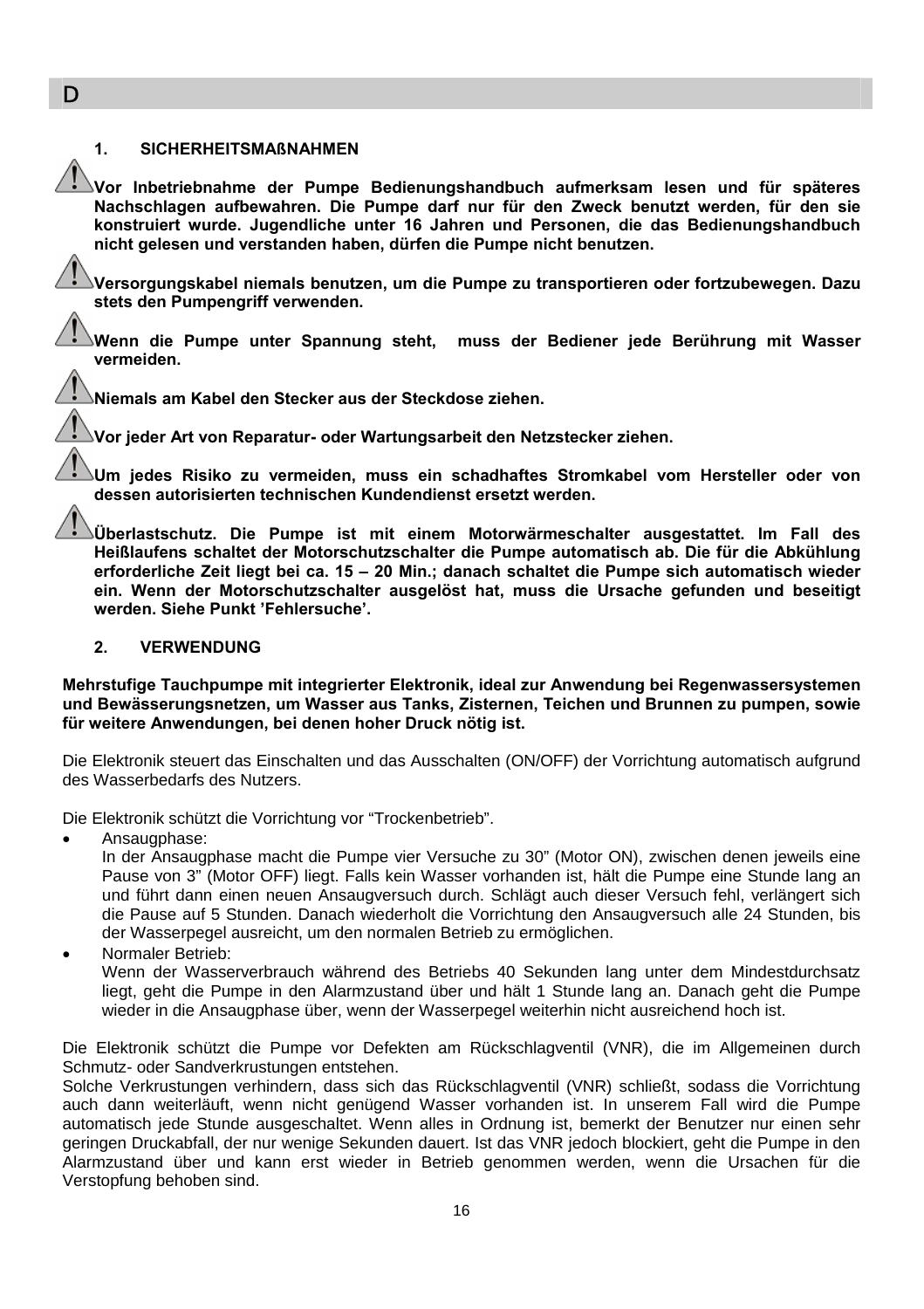D

## 1. SICHERHEITSMAßNAHMEN

⚠ **Vor Inbetriebnahme der Pumpe Bedienungshandbuch aufmerksam lesen und für späteres Nachschlagen aufbewahren. Die Pumpe darf nur für den Zweck benutzt werden, für den sie konstruiert wurde. Jugendliche unter 16 Jahren und Personen, die das Bedienungshandbuch nicht gelesen und verstanden haben, dürfen die Pumpe nicht benutzen.**

⚠ **Versorgungskabel niemals benutzen, um die Pumpe zu transportieren oder fortzubewegen. Dazu stets den Pumpengriff verwenden.**

⚠ **Wenn die Pumpe unter Spannung steht, muss der Bediener jede Berührung mit Wasser vermeiden.**

⚠ **Niemals am Kabel den Stecker aus der Steckdose ziehen.**

⚠ **Vor jeder Art von Reparatur- oder Wartungsarbeit den Netzstecker ziehen.**

⚠ **Um jedes Risiko zu vermeiden, muss ein schadhaftes Stromkabel vom Hersteller oder von dessen autorisierten technischen Kundendienst ersetzt werden.**

⚠ **Überlastschutz. Die Pumpe ist mit einem Motorwärmeschalter ausgestattet. Im Fall des Heißlaufens schaltet der Motorschutzschalter die Pumpe automatisch ab. Die für die Abkühlung erforderliche Zeit liegt bei ca. 15 – 20 Min.; danach schaltet die Pumpe sich automatisch wieder ein. Wenn der Motorschutzschalter ausgelöst hat, muss die Ursache gefunden und beseitigt werden. Siehe Punkt 'Fehlersuche'.**

## 2. VERWENDUNG

**Mehrstufige Tauchpumpe mit integrierter Elektronik, ideal zur Anwendung bei Regenwassersystemen und Bewässerungsnetzen, um Wasser aus Tanks, Zisternen, Teichen und Brunnen zu pumpen, sowie für weitere Anwendungen, bei denen hoher Druck nötig ist.**

Die Elektronik steuert das Einschalten und das Ausschalten (ON/OFF) der Vorrichtung automatisch aufgrund des Wasserbedarfs des Nutzers.

Die Elektronik schützt die Vorrichtung vor "Trockenbetrieb".

- Ansaugphase:
  In der Ansaugphase macht die Pumpe vier Versuche zu 30" (Motor ON), zwischen denen jeweils eine Pause von 3" (Motor OFF) liegt. Falls kein Wasser vorhanden ist, hält die Pumpe eine Stunde lang an und führt dann einen neuen Ansaugversuch durch. Schlägt auch dieser Versuch fehl, verlängert sich die Pause auf 5 Stunden. Danach wiederholt die Vorrichtung den Ansaugversuch alle 24 Stunden, bis der Wasserpegel ausreicht, um den normalen Betrieb zu ermöglichen.
- Normaler Betrieb:
  Wenn der Wasserverbrauch während des Betriebs 40 Sekunden lang unter dem Mindestdurchsatz liegt, geht die Pumpe in den Alarmzustand über und hält 1 Stunde lang an. Danach geht die Pumpe wieder in die Ansaugphase über, wenn der Wasserpegel weiterhin nicht ausreichend hoch ist.

Die Elektronik schützt die Pumpe vor Defekten am Rückschlagventil (VNR), die im Allgemeinen durch Schmutz- oder Sandverkrustungen entstehen.
Solche Verkrustungen verhindern, dass sich das Rückschlagventil (VNR) schließt, sodass die Vorrichtung auch dann weiterläuft, wenn nicht genügend Wasser vorhanden ist. In unserem Fall wird die Pumpe automatisch jede Stunde ausgeschaltet. Wenn alles in Ordnung ist, bemerkt der Benutzer nur einen sehr geringen Druckabfall, der nur wenige Sekunden dauert. Ist das VNR jedoch blockiert, geht die Pumpe in den Alarmzustand über und kann erst wieder in Betrieb genommen werden, wenn die Ursachen für die Verstopfung behoben sind.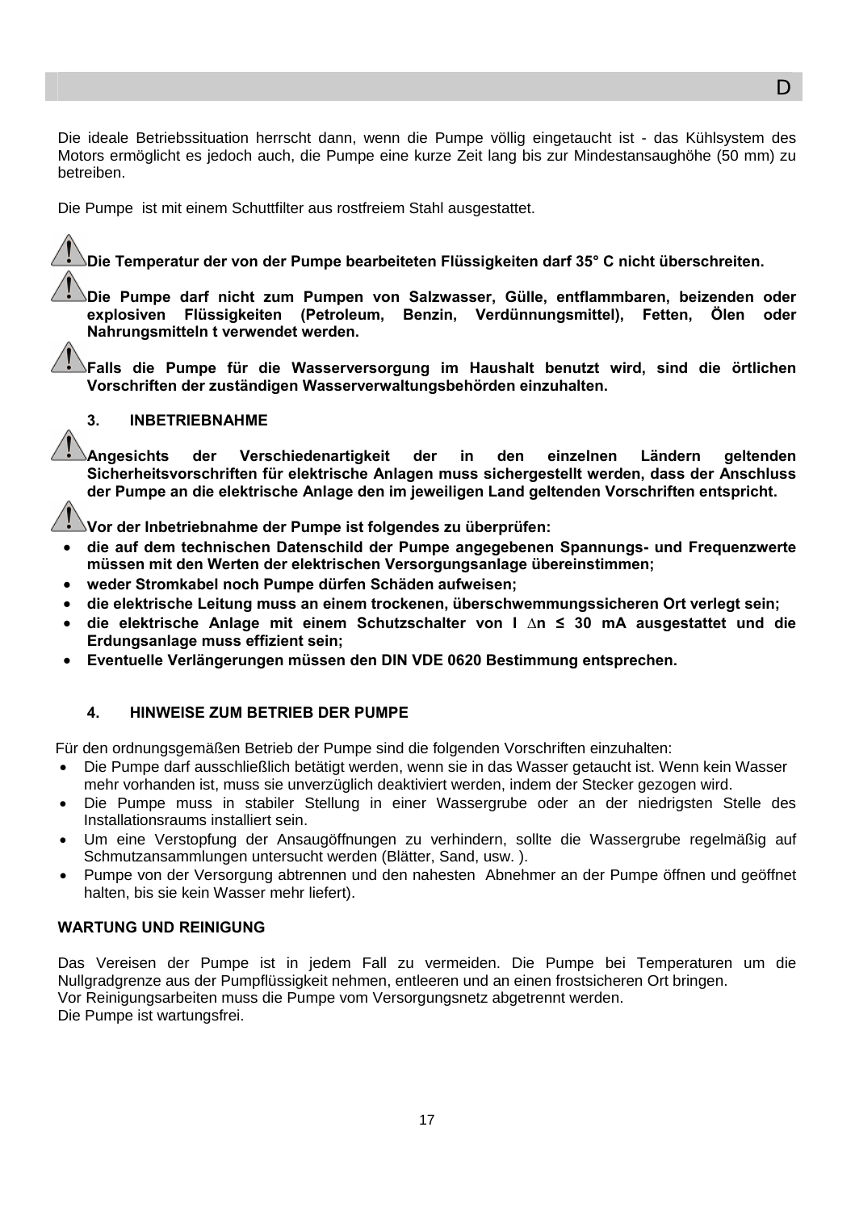Die ideale Betriebssituation herrscht dann, wenn die Pumpe völlig eingetaucht ist - das Kühlsystem des Motors ermöglicht es jedoch auch, die Pumpe eine kurze Zeit lang bis zur Mindestansaughöhe (50 mm) zu betreiben.

Die Pumpe  ist mit einem Schuttfilter aus rostfreiem Stahl ausgestattet.

⚠ **Die Temperatur der von der Pumpe bearbeiteten Flüssigkeiten darf 35° C nicht überschreiten.**

⚠ **Die Pumpe darf nicht zum Pumpen von Salzwasser, Gülle, entflammbaren, beizenden oder explosiven Flüssigkeiten (Petroleum, Benzin, Verdünnungsmittel), Fetten, Ölen oder Nahrungsmitteln t verwendet werden.**

⚠ **Falls die Pumpe für die Wasserversorgung im Haushalt benutzt wird, sind die örtlichen Vorschriften der zuständigen Wasserverwaltungsbehörden einzuhalten.**

## 3. INBETRIEBNAHME

⚠ **Angesichts der Verschiedenartigkeit der in den einzelnen Ländern geltenden Sicherheitsvorschriften für elektrische Anlagen muss sichergestellt werden, dass der Anschluss der Pumpe an die elektrische Anlage den im jeweiligen Land geltenden Vorschriften entspricht.**

⚠ **Vor der Inbetriebnahme der Pumpe ist folgendes zu überprüfen:**

- **die auf dem technischen Datenschild der Pumpe angegebenen Spannungs- und Frequenzwerte müssen mit den Werten der elektrischen Versorgungsanlage übereinstimmen;**
- **weder Stromkabel noch Pumpe dürfen Schäden aufweisen;**
- **die elektrische Leitung muss an einem trockenen, überschwemmungssicheren Ort verlegt sein;**
- **die elektrische Anlage mit einem Schutzschalter von I $\Delta$n ≤ 30 mA ausgestattet und die Erdungsanlage muss effizient sein;**
- **Eventuelle Verlängerungen müssen den DIN VDE 0620 Bestimmung entsprechen.**

## 4. HINWEISE ZUM BETRIEB DER PUMPE

Für den ordnungsgemäßen Betrieb der Pumpe sind die folgenden Vorschriften einzuhalten:

- Die Pumpe darf ausschließlich betätigt werden, wenn sie in das Wasser getaucht ist. Wenn kein Wasser mehr vorhanden ist, muss sie unverzüglich deaktiviert werden, indem der Stecker gezogen wird.
- Die Pumpe muss in stabiler Stellung in einer Wassergrube oder an der niedrigsten Stelle des Installationsraums installiert sein.
- Um eine Verstopfung der Ansaugöffnungen zu verhindern, sollte die Wassergrube regelmäßig auf Schmutzansammlungen untersucht werden (Blätter, Sand, usw. ).
- Pumpe von der Versorgung abtrennen und den nahesten  Abnehmer an der Pumpe öffnen und geöffnet halten, bis sie kein Wasser mehr liefert).

## WARTUNG UND REINIGUNG

Das Vereisen der Pumpe ist in jedem Fall zu vermeiden. Die Pumpe bei Temperaturen um die Nullgradgrenze aus der Pumpflüssigkeit nehmen, entleeren und an einen frostsicheren Ort bringen.
Vor Reinigungsarbeiten muss die Pumpe vom Versorgungsnetz abgetrennt werden.
Die Pumpe ist wartungsfrei.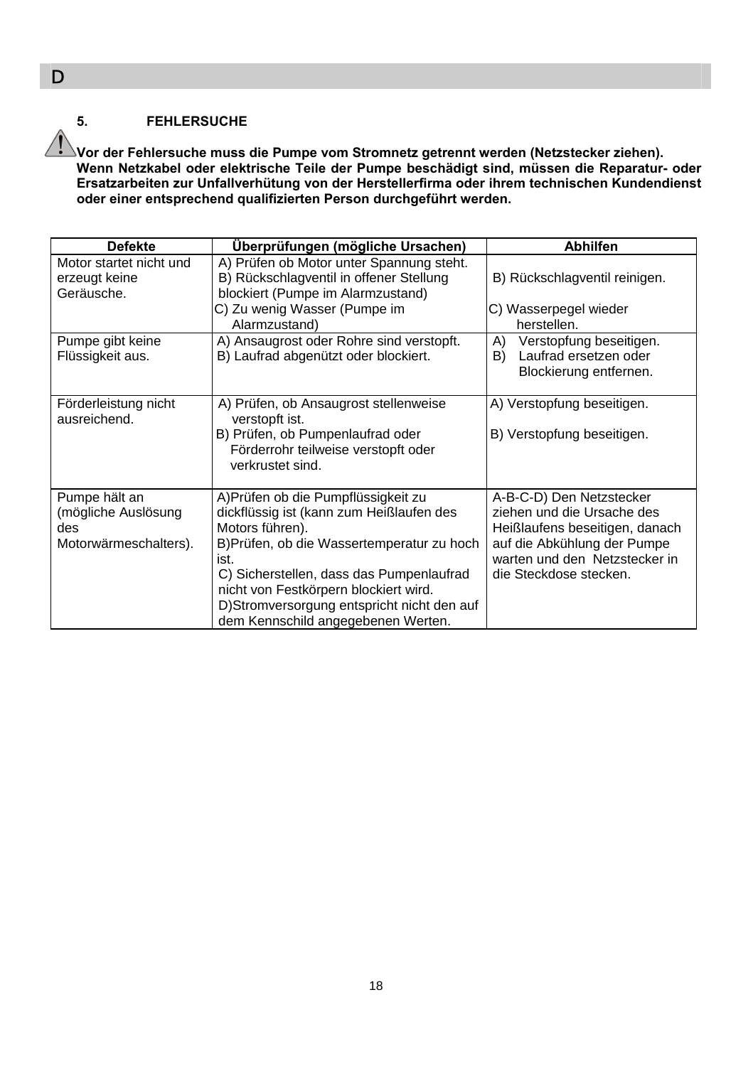D

## 5. FEHLERSUCHE

**Vor der Fehlersuche muss die Pumpe vom Stromnetz getrennt werden (Netzstecker ziehen). Wenn Netzkabel oder elektrische Teile der Pumpe beschädigt sind, müssen die Reparatur- oder Ersatzarbeiten zur Unfallverhütung von der Herstellerfirma oder ihrem technischen Kundendienst oder einer entsprechend qualifizierten Person durchgeführt werden.**

| Defekte | Überprüfungen (mögliche Ursachen) | Abhilfen |
|---|---|---|
| Motor startet nicht und erzeugt keine Geräusche. | A) Prüfen ob Motor unter Spannung steht.<br>B) Rückschlagventil in offener Stellung blockiert (Pumpe im Alarmzustand)<br>C) Zu wenig Wasser (Pumpe im Alarmzustand) | B) Rückschlagventil reinigen.<br>C) Wasserpegel wieder herstellen. |
| Pumpe gibt keine Flüssigkeit aus. | A) Ansaugrost oder Rohre sind verstopft.<br>B) Laufrad abgenützt oder blockiert. | A) Verstopfung beseitigen.<br>B) Laufrad ersetzen oder Blockierung entfernen. |
| Förderleistung nicht ausreichend. | A) Prüfen, ob Ansaugrost stellenweise verstopft ist.<br>B) Prüfen, ob Pumpenlaufrad oder Förderrohr teilweise verstopft oder verkrustet sind. | A) Verstopfung beseitigen.<br>B) Verstopfung beseitigen. |
| Pumpe hält an (mögliche Auslösung des Motorwärmeschalters). | A)Prüfen ob die Pumpflüssigkeit zu dickflüssig ist (kann zum Heißlaufen des Motors führen).<br>B)Prüfen, ob die Wassertemperatur zu hoch ist.<br>C) Sicherstellen, dass das Pumpenlaufrad nicht von Festkörpern blockiert wird.<br>D)Stromversorgung entspricht nicht den auf dem Kennschild angegebenen Werten. | A-B-C-D) Den Netzstecker ziehen und die Ursache des Heißlaufens beseitigen, danach auf die Abkühlung der Pumpe warten und den Netzstecker in die Steckdose stecken. |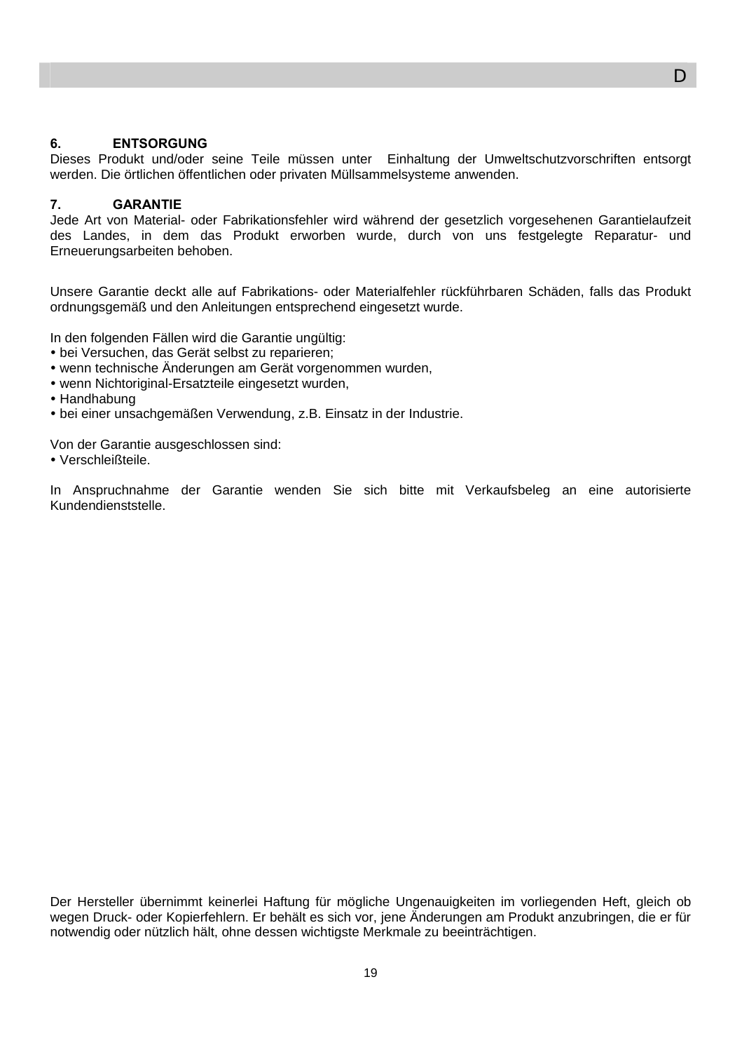## 6. ENTSORGUNG

Dieses Produkt und/oder seine Teile müssen unter Einhaltung der Umweltschutzvorschriften entsorgt werden. Die örtlichen öffentlichen oder privaten Müllsammelsysteme anwenden.

## 7. GARANTIE

Jede Art von Material- oder Fabrikationsfehler wird während der gesetzlich vorgesehenen Garantielaufzeit des Landes, in dem das Produkt erworben wurde, durch von uns festgelegte Reparatur- und Erneuerungsarbeiten behoben.

Unsere Garantie deckt alle auf Fabrikations- oder Materialfehler rückführbaren Schäden, falls das Produkt ordnungsgemäß und den Anleitungen entsprechend eingesetzt wurde.

In den folgenden Fällen wird die Garantie ungültig:

- bei Versuchen, das Gerät selbst zu reparieren;
- wenn technische Änderungen am Gerät vorgenommen wurden,
- wenn Nichtoriginal-Ersatzteile eingesetzt wurden,
- Handhabung
- bei einer unsachgemäßen Verwendung, z.B. Einsatz in der Industrie.

Von der Garantie ausgeschlossen sind:

- Verschleißteile.

In Anspruchnahme der Garantie wenden Sie sich bitte mit Verkaufsbeleg an eine autorisierte Kundendienststelle.

Der Hersteller übernimmt keinerlei Haftung für mögliche Ungenauigkeiten im vorliegenden Heft, gleich ob wegen Druck- oder Kopierfehlern. Er behält es sich vor, jene Änderungen am Produkt anzubringen, die er für notwendig oder nützlich hält, ohne dessen wichtigste Merkmale zu beeinträchtigen.